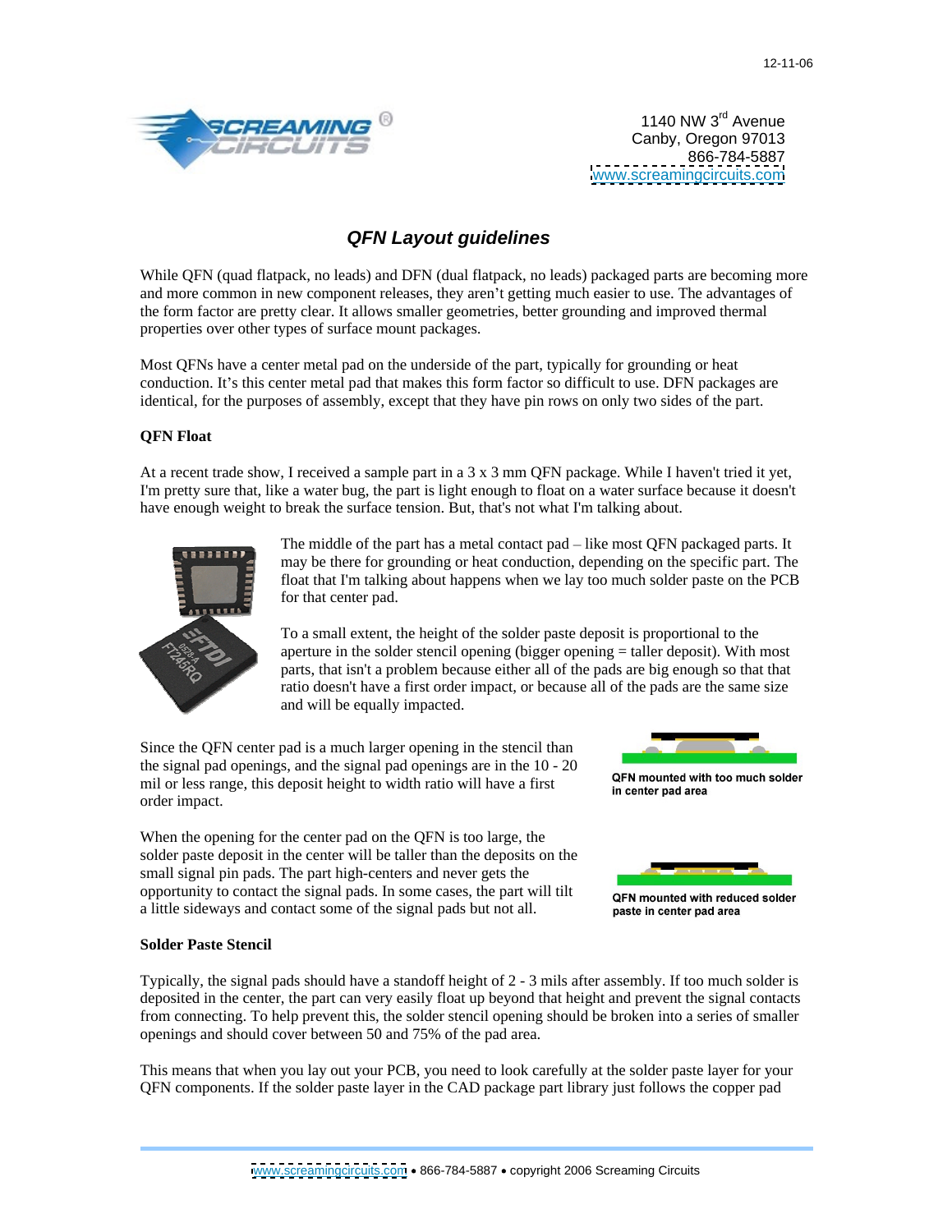12-11-06

1140 NW 3rd Avenue
Canby, Oregon 97013
866-784-5887
www.screamingcircuits.com

# *QFN Layout guidelines*

While QFN (quad flatpack, no leads) and DFN (dual flatpack, no leads) packaged parts are becoming more and more common in new component releases, they aren't getting much easier to use. The advantages of the form factor are pretty clear. It allows smaller geometries, better grounding and improved thermal properties over other types of surface mount packages.

Most QFNs have a center metal pad on the underside of the part, typically for grounding or heat conduction. It's this center metal pad that makes this form factor so difficult to use. DFN packages are identical, for the purposes of assembly, except that they have pin rows on only two sides of the part.

### QFN Float

At a recent trade show, I received a sample part in a 3 x 3 mm QFN package. While I haven't tried it yet, I'm pretty sure that, like a water bug, the part is light enough to float on a water surface because it doesn't have enough weight to break the surface tension. But, that's not what I'm talking about.

The middle of the part has a metal contact pad – like most QFN packaged parts. It may be there for grounding or heat conduction, depending on the specific part. The float that I'm talking about happens when we lay too much solder paste on the PCB for that center pad.

To a small extent, the height of the solder paste deposit is proportional to the aperture in the solder stencil opening (bigger opening = taller deposit). With most parts, that isn't a problem because either all of the pads are big enough so that that ratio doesn't have a first order impact, or because all of the pads are the same size and will be equally impacted.

Since the QFN center pad is a much larger opening in the stencil than the signal pad openings, and the signal pad openings are in the 10 - 20 mil or less range, this deposit height to width ratio will have a first order impact.

**QFN mounted with too much solder in center pad area**

When the opening for the center pad on the QFN is too large, the solder paste deposit in the center will be taller than the deposits on the small signal pin pads. The part high-centers and never gets the opportunity to contact the signal pads. In some cases, the part will tilt a little sideways and contact some of the signal pads but not all.

**QFN mounted with reduced solder paste in center pad area**

### Solder Paste Stencil

Typically, the signal pads should have a standoff height of 2 - 3 mils after assembly. If too much solder is deposited in the center, the part can very easily float up beyond that height and prevent the signal contacts from connecting. To help prevent this, the solder stencil opening should be broken into a series of smaller openings and should cover between 50 and 75% of the pad area.

This means that when you lay out your PCB, you need to look carefully at the solder paste layer for your QFN components. If the solder paste layer in the CAD package part library just follows the copper pad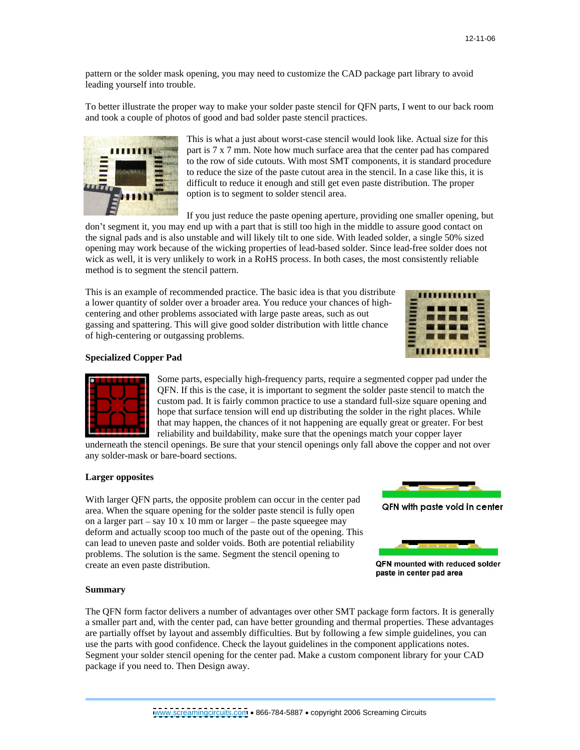pattern or the solder mask opening, you may need to customize the CAD package part library to avoid leading yourself into trouble.

To better illustrate the proper way to make your solder paste stencil for QFN parts, I went to our back room and took a couple of photos of good and bad solder paste stencil practices.

This is what a just about worst-case stencil would look like. Actual size for this part is 7 x 7 mm. Note how much surface area that the center pad has compared to the row of side cutouts. With most SMT components, it is standard procedure to reduce the size of the paste cutout area in the stencil. In a case like this, it is difficult to reduce it enough and still get even paste distribution. The proper option is to segment to solder stencil area.

If you just reduce the paste opening aperture, providing one smaller opening, but don't segment it, you may end up with a part that is still too high in the middle to assure good contact on the signal pads and is also unstable and will likely tilt to one side. With leaded solder, a single 50% sized opening may work because of the wicking properties of lead-based solder. Since lead-free solder does not wick as well, it is very unlikely to work in a RoHS process. In both cases, the most consistently reliable method is to segment the stencil pattern.

This is an example of recommended practice. The basic idea is that you distribute a lower quantity of solder over a broader area. You reduce your chances of high-centering and other problems associated with large paste areas, such as out gassing and spattering. This will give good solder distribution with little chance of high-centering or outgassing problems.

**Specialized Copper Pad**

Some parts, especially high-frequency parts, require a segmented copper pad under the QFN. If this is the case, it is important to segment the solder paste stencil to match the custom pad. It is fairly common practice to use a standard full-size square opening and hope that surface tension will end up distributing the solder in the right places. While that may happen, the chances of it not happening are equally great or greater. For best reliability and buildability, make sure that the openings match your copper layer underneath the stencil openings. Be sure that your stencil openings only fall above the copper and not over any solder-mask or bare-board sections.

**Larger opposites**

With larger QFN parts, the opposite problem can occur in the center pad area. When the square opening for the solder paste stencil is fully open on a larger part – say 10 x 10 mm or larger – the paste squeegee may deform and actually scoop too much of the paste out of the opening. This can lead to uneven paste and solder voids. Both are potential reliability problems. The solution is the same. Segment the stencil opening to create an even paste distribution.

QFN with paste void in center

QFN mounted with reduced solder paste in center pad area

**Summary**

The QFN form factor delivers a number of advantages over other SMT package form factors. It is generally a smaller part and, with the center pad, can have better grounding and thermal properties. These advantages are partially offset by layout and assembly difficulties. But by following a few simple guidelines, you can use the parts with good confidence. Check the layout guidelines in the component applications notes. Segment your solder stencil opening for the center pad. Make a custom component library for your CAD package if you need to. Then Design away.